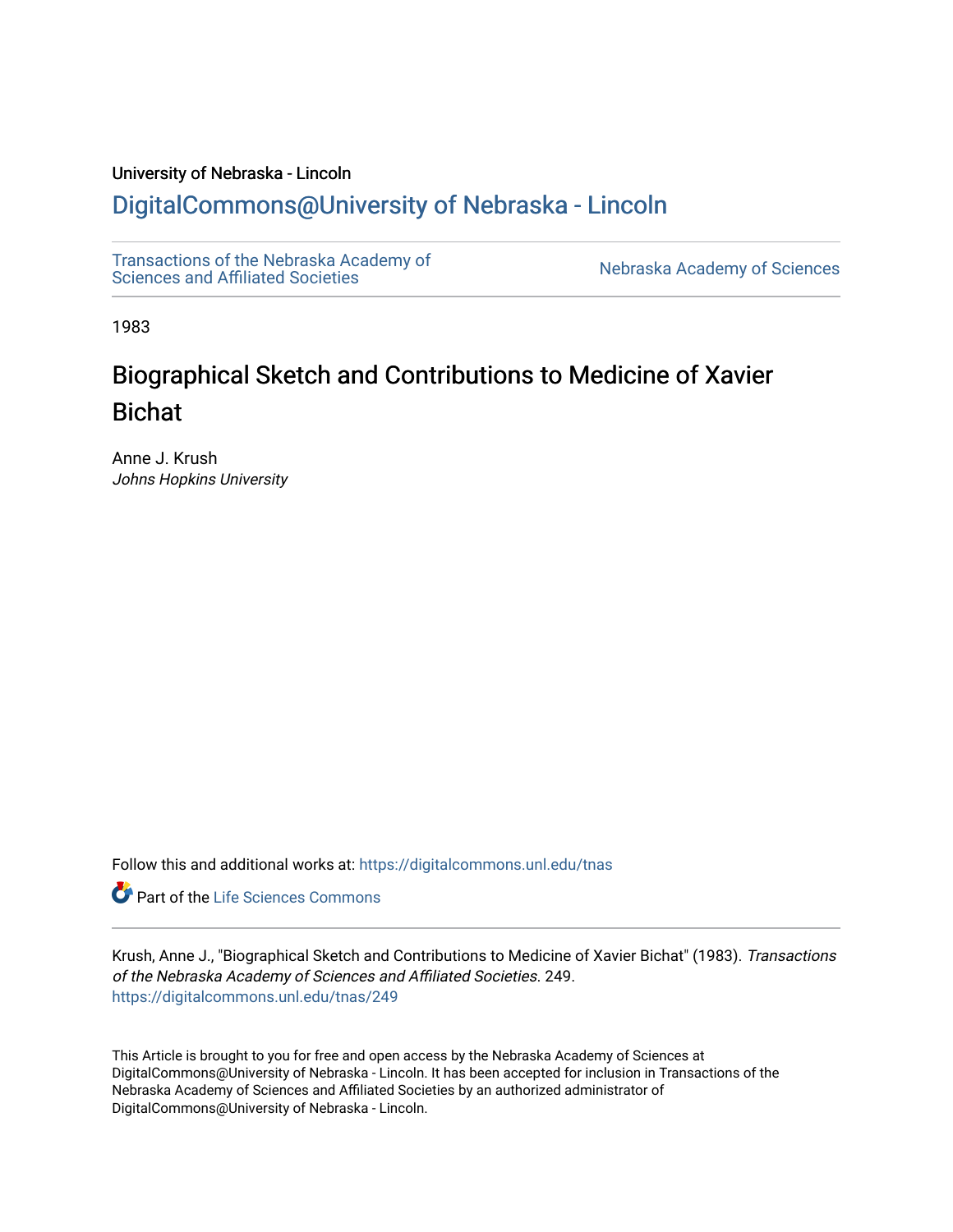University of Nebraska - Lincoln

## DigitalCommons@University of Nebraska - Lincoln

Transactions of the Nebraska Academy of Sciences and Affiliated Societies

Nebraska Academy of Sciences

1983

# Biographical Sketch and Contributions to Medicine of Xavier Bichat

Anne J. Krush
*Johns Hopkins University*

Follow this and additional works at: https://digitalcommons.unl.edu/tnas

Part of the Life Sciences Commons

Krush, Anne J., "Biographical Sketch and Contributions to Medicine of Xavier Bichat" (1983). *Transactions of the Nebraska Academy of Sciences and Affiliated Societies*. 249.
https://digitalcommons.unl.edu/tnas/249

This Article is brought to you for free and open access by the Nebraska Academy of Sciences at DigitalCommons@University of Nebraska - Lincoln. It has been accepted for inclusion in Transactions of the Nebraska Academy of Sciences and Affiliated Societies by an authorized administrator of DigitalCommons@University of Nebraska - Lincoln.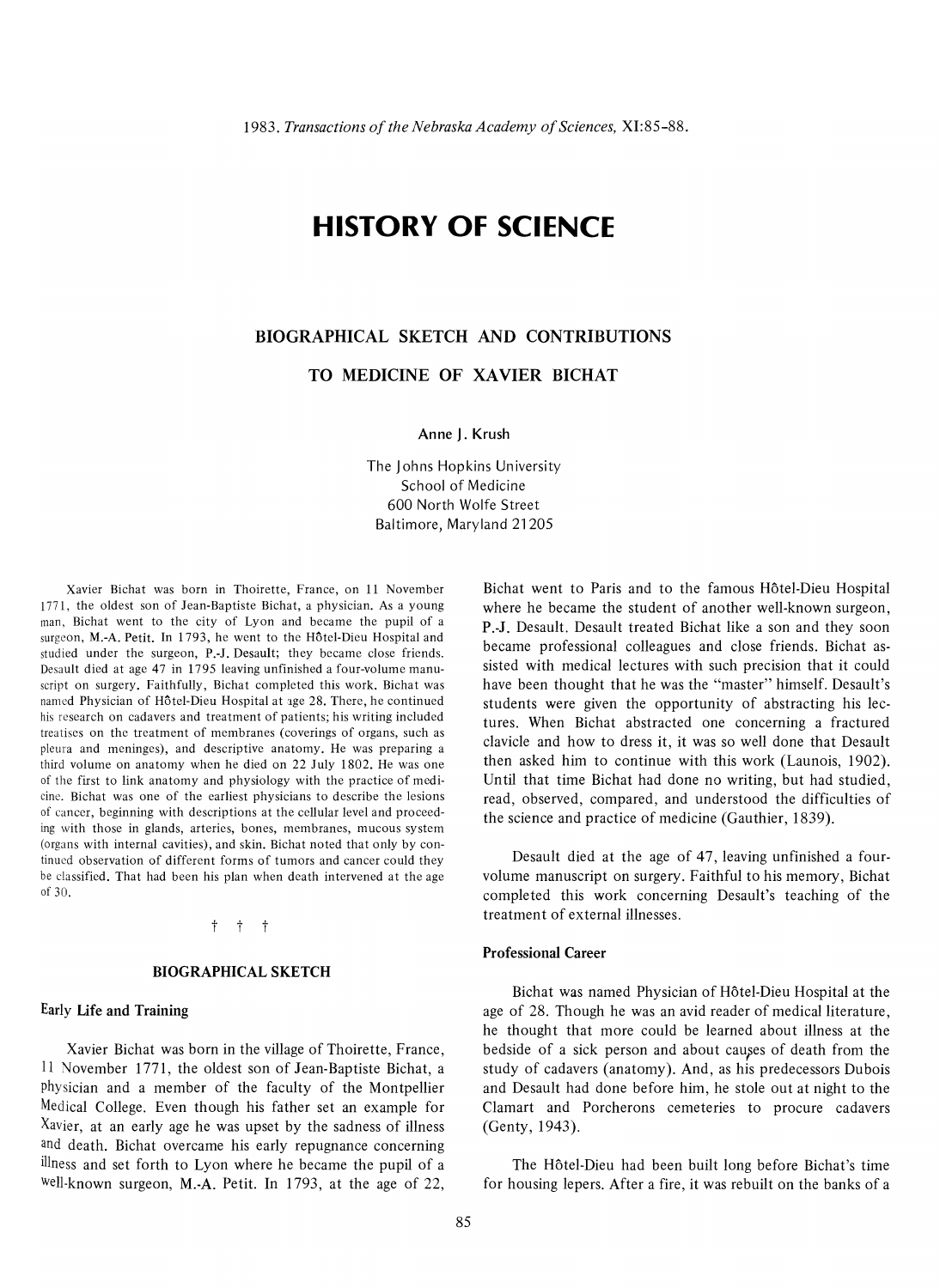# HISTORY OF SCIENCE

## BIOGRAPHICAL SKETCH AND CONTRIBUTIONS TO MEDICINE OF XAVIER BICHAT

Anne J. Krush

The Johns Hopkins University
School of Medicine
600 North Wolfe Street
Baltimore, Maryland 21205

Xavier Bichat was born in Thoirette, France, on 11 November 1771, the oldest son of Jean-Baptiste Bichat, a physician. As a young man, Bichat went to the city of Lyon and became the pupil of a surgeon, M.-A. Petit. In 1793, he went to the Hôtel-Dieu Hospital and studied under the surgeon, P.-J. Desault; they became close friends. Desault died at age 47 in 1795 leaving unfinished a four-volume manuscript on surgery. Faithfully, Bichat completed this work. Bichat was named Physician of Hôtel-Dieu Hospital at age 28. There, he continued his research on cadavers and treatment of patients; his writing included treatises on the treatment of membranes (coverings of organs, such as pleura and meninges), and descriptive anatomy. He was preparing a third volume on anatomy when he died on 22 July 1802. He was one of the first to link anatomy and physiology with the practice of medicine. Bichat was one of the earliest physicians to describe the lesions of cancer, beginning with descriptions at the cellular level and proceeding with those in glands, arteries, bones, membranes, mucous system (organs with internal cavities), and skin. Bichat noted that only by continued observation of different forms of tumors and cancer could they be classified. That had been his plan when death intervened at the age of 30.

† † †

### BIOGRAPHICAL SKETCH

#### Early Life and Training

Xavier Bichat was born in the village of Thoirette, France, 11 November 1771, the oldest son of Jean-Baptiste Bichat, a physician and a member of the faculty of the Montpellier Medical College. Even though his father set an example for Xavier, at an early age he was upset by the sadness of illness and death. Bichat overcame his early repugnance concerning illness and set forth to Lyon where he became the pupil of a well-known surgeon, M.-A. Petit. In 1793, at the age of 22, Bichat went to Paris and to the famous Hôtel-Dieu Hospital where he became the student of another well-known surgeon, P.-J. Desault. Desault treated Bichat like a son and they soon became professional colleagues and close friends. Bichat assisted with medical lectures with such precision that it could have been thought that he was the "master" himself. Desault's students were given the opportunity of abstracting his lectures. When Bichat abstracted one concerning a fractured clavicle and how to dress it, it was so well done that Desault then asked him to continue with this work (Launois, 1902). Until that time Bichat had done no writing, but had studied, read, observed, compared, and understood the difficulties of the science and practice of medicine (Gauthier, 1839).

Desault died at the age of 47, leaving unfinished a four-volume manuscript on surgery. Faithful to his memory, Bichat completed this work concerning Desault's teaching of the treatment of external illnesses.

#### Professional Career

Bichat was named Physician of Hôtel-Dieu Hospital at the age of 28. Though he was an avid reader of medical literature, he thought that more could be learned about illness at the bedside of a sick person and about causes of death from the study of cadavers (anatomy). And, as his predecessors Dubois and Desault had done before him, he stole out at night to the Clamart and Porcherons cemeteries to procure cadavers (Genty, 1943).

The Hôtel-Dieu had been built long before Bichat's time for housing lepers. After a fire, it was rebuilt on the banks of a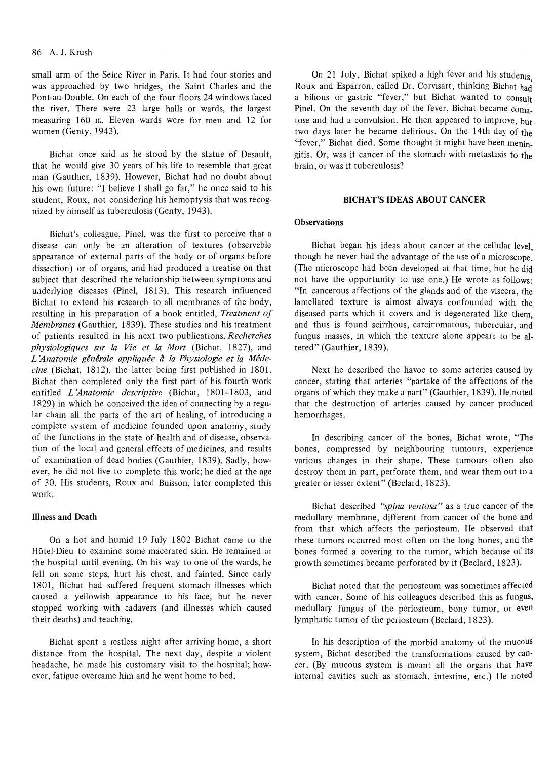small arm of the Seine River in Paris. It had four stories and was approached by two bridges, the Saint Charles and the Pont-au-Double. On each of the four floors 24 windows faced the river. There were 23 large halls or wards, the largest measuring 160 m. Eleven wards were for men and 12 for women (Genty, 1943).

Bichat once said as he stood by the statue of Desault, that he would give 30 years of his life to resemble that great man (Gauthier, 1839). However, Bichat had no doubt about his own future: "I believe I shall go far," he once said to his student, Roux, not considering his hemoptysis that was recognized by himself as tuberculosis (Genty, 1943).

Bichat's colleague, Pinel, was the first to perceive that a disease can only be an alteration of textures (observable appearance of external parts of the body or of organs before dissection) or of organs, and had produced a treatise on that subject that described the relationship between symptoms and underlying diseases (Pinel, 1813). This research influenced Bichat to extend his research to all membranes of the body, resulting in his preparation of a book entitled, *Treatment of Membranes* (Gauthier, 1839). These studies and his treatment of patients resulted in his next two publications, *Recherches physiologiques sur la Vie et la Mort* (Bichat, 1827), and *L'Anatomie générale appliquée à la Physiologie et la Médecine* (Bichat, 1812), the latter being first published in 1801. Bichat then completed only the first part of his fourth work entitled *L'Anatomie descriptive* (Bichat, 1801–1803, and 1829) in which he conceived the idea of connecting by a regular chain all the parts of the art of healing, of introducing a complete system of medicine founded upon anatomy, study of the functions in the state of health and of disease, observation of the local and general effects of medicines, and results of examination of dead bodies (Gauthier, 1839). Sadly, however, he did not live to complete this work; he died at the age of 30. His students, Roux and Buisson, later completed this work.

### Illness and Death

On a hot and humid 19 July 1802 Bichat came to the Hôtel-Dieu to examine some macerated skin. He remained at the hospital until evening. On his way to one of the wards, he fell on some steps, hurt his chest, and fainted. Since early 1801, Bichat had suffered frequent stomach illnesses which caused a yellowish appearance to his face, but he never stopped working with cadavers (and illnesses which caused their deaths) and teaching.

Bichat spent a restless night after arriving home, a short distance from the hospital. The next day, despite a violent headache, he made his customary visit to the hospital; however, fatigue overcame him and he went home to bed.

On 21 July, Bichat spiked a high fever and his students, Roux and Esparron, called Dr. Corvisart, thinking Bichat had a bilious or gastric "fever," but Bichat wanted to consult Pinel. On the seventh day of the fever, Bichat became comatose and had a convulsion. He then appeared to improve, but two days later he became delirious. On the 14th day of the "fever," Bichat died. Some thought it might have been meningitis. Or, was it cancer of the stomach with metastasis to the brain, or was it tuberculosis?

## BICHAT'S IDEAS ABOUT CANCER

### Observations

Bichat began his ideas about cancer at the cellular level, though he never had the advantage of the use of a microscope. (The microscope had been developed at that time, but he did not have the opportunity to use one.) He wrote as follows: "In cancerous affections of the glands and of the viscera, the lamellated texture is almost always confounded with the diseased parts which it covers and is degenerated like them, and thus is found scirrhous, carcinomatous, tubercular, and fungus masses, in which the texture alone appears to be altered" (Gauthier, 1839).

Next he described the havoc to some arteries caused by cancer, stating that arteries "partake of the affections of the organs of which they make a part" (Gauthier, 1839). He noted that the destruction of arteries caused by cancer produced hemorrhages.

In describing cancer of the bones, Bichat wrote, "The bones, compressed by neighbouring tumours, experience various changes in their shape. These tumours often also destroy them in part, perforate them, and wear them out to a greater or lesser extent" (Beclard, 1823).

Bichat described *"spina ventosa"* as a true cancer of the medullary membrane, different from cancer of the bone and from that which affects the periosteum. He observed that these tumors occurred most often on the long bones, and the bones formed a covering to the tumor, which because of its growth sometimes became perforated by it (Beclard, 1823).

Bichat noted that the periosteum was sometimes affected with cancer. Some of his colleagues described this as fungus, medullary fungus of the periosteum, bony tumor, or even lymphatic tumor of the periosteum (Beclard, 1823).

In his description of the morbid anatomy of the mucous system, Bichat described the transformations caused by cancer. (By mucous system is meant all the organs that have internal cavities such as stomach, intestine, etc.) He noted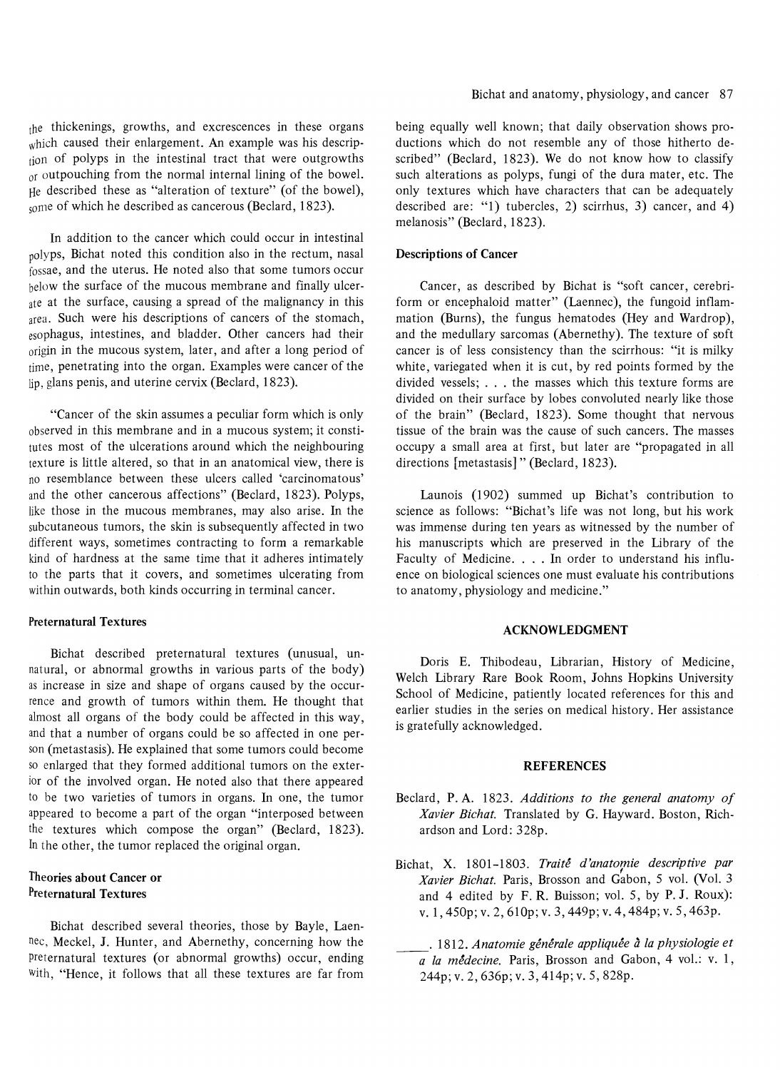the thickenings, growths, and excrescences in these organs which caused their enlargement. An example was his description of polyps in the intestinal tract that were outgrowths or outpouching from the normal internal lining of the bowel. He described these as "alteration of texture" (of the bowel), some of which he described as cancerous (Beclard, 1823).

In addition to the cancer which could occur in intestinal polyps, Bichat noted this condition also in the rectum, nasal fossae, and the uterus. He noted also that some tumors occur below the surface of the mucous membrane and finally ulcerate at the surface, causing a spread of the malignancy in this area. Such were his descriptions of cancers of the stomach, esophagus, intestines, and bladder. Other cancers had their origin in the mucous system, later, and after a long period of time, penetrating into the organ. Examples were cancer of the lip, glans penis, and uterine cervix (Beclard, 1823).

"Cancer of the skin assumes a peculiar form which is only observed in this membrane and in a mucous system; it constitutes most of the ulcerations around which the neighbouring texture is little altered, so that in an anatomical view, there is no resemblance between these ulcers called 'carcinomatous' and the other cancerous affections" (Beclard, 1823). Polyps, like those in the mucous membranes, may also arise. In the subcutaneous tumors, the skin is subsequently affected in two different ways, sometimes contracting to form a remarkable kind of hardness at the same time that it adheres intimately to the parts that it covers, and sometimes ulcerating from within outwards, both kinds occurring in terminal cancer.

### Preternatural Textures

Bichat described preternatural textures (unusual, unnatural, or abnormal growths in various parts of the body) as increase in size and shape of organs caused by the occurrence and growth of tumors within them. He thought that almost all organs of the body could be affected in this way, and that a number of organs could be so affected in one person (metastasis). He explained that some tumors could become so enlarged that they formed additional tumors on the exterior of the involved organ. He noted also that there appeared to be two varieties of tumors in organs. In one, the tumor appeared to become a part of the organ "interposed between the textures which compose the organ" (Beclard, 1823). In the other, the tumor replaced the original organ.

### Theories about Cancer or Preternatural Textures

Bichat described several theories, those by Bayle, Laennec, Meckel, J. Hunter, and Abernethy, concerning how the preternatural textures (or abnormal growths) occur, ending with, "Hence, it follows that all these textures are far from being equally well known; that daily observation shows productions which do not resemble any of those hitherto described" (Beclard, 1823). We do not know how to classify such alterations as polyps, fungi of the dura mater, etc. The only textures which have characters that can be adequately described are: "1) tubercles, 2) scirrhus, 3) cancer, and 4) melanosis" (Beclard, 1823).

### Descriptions of Cancer

Cancer, as described by Bichat is "soft cancer, cerebriform or encephaloid matter" (Laennec), the fungoid inflammation (Burns), the fungus hematodes (Hey and Wardrop), and the medullary sarcomas (Abernethy). The texture of soft cancer is of less consistency than the scirrhous: "it is milky white, variegated when it is cut, by red points formed by the divided vessels; . . . the masses which this texture forms are divided on their surface by lobes convoluted nearly like those of the brain" (Beclard, 1823). Some thought that nervous tissue of the brain was the cause of such cancers. The masses occupy a small area at first, but later are "propagated in all directions [metastasis]" (Beclard, 1823).

Launois (1902) summed up Bichat's contribution to science as follows: "Bichat's life was not long, but his work was immense during ten years as witnessed by the number of his manuscripts which are preserved in the Library of the Faculty of Medicine. . . . In order to understand his influence on biological sciences one must evaluate his contributions to anatomy, physiology and medicine."

## ACKNOWLEDGMENT

Doris E. Thibodeau, Librarian, History of Medicine, Welch Library Rare Book Room, Johns Hopkins University School of Medicine, patiently located references for this and earlier studies in the series on medical history. Her assistance is gratefully acknowledged.

## REFERENCES

Beclard, P. A. 1823. *Additions to the general anatomy of Xavier Bichat.* Translated by G. Hayward. Boston, Richardson and Lord: 328p.

Bichat, X. 1801–1803. *Traité d'anatomie descriptive par Xavier Bichat.* Paris, Brosson and Gabon, 5 vol. (Vol. 3 and 4 edited by F. R. Buisson; vol. 5, by P. J. Roux): v. 1, 450p; v. 2, 610p; v. 3, 449p; v. 4, 484p; v. 5, 463p.

\_\_\_\_\_. 1812. *Anatomie générale appliquée à la physiologie et a la médecine.* Paris, Brosson and Gabon, 4 vol.: v. 1, 244p; v. 2, 636p; v. 3, 414p; v. 5, 828p.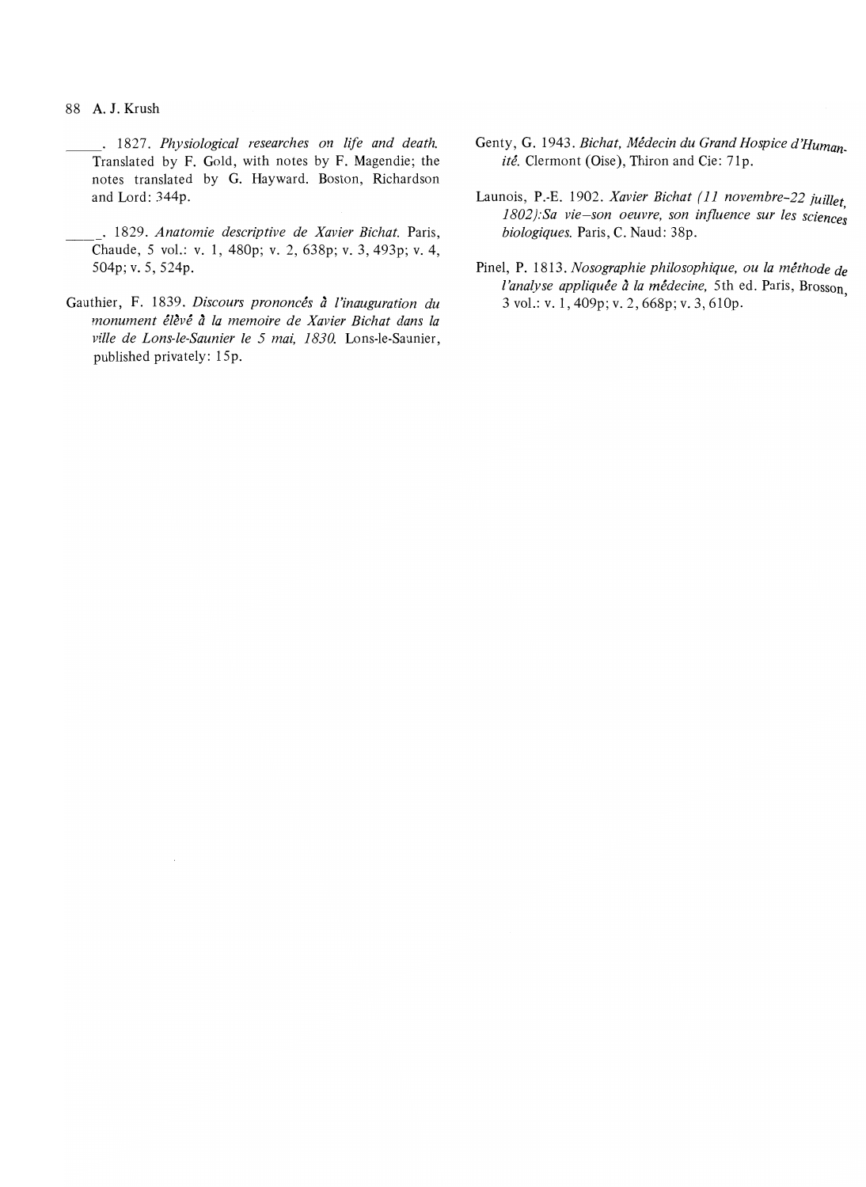_____. 1827. *Physiological researches on life and death.* Translated by F. Gold, with notes by F. Magendie; the notes translated by G. Hayward. Boston, Richardson and Lord: 344p.

_____. 1829. *Anatomie descriptive de Xavier Bichat.* Paris, Chaude, 5 vol.: v. 1, 480p; v. 2, 638p; v. 3, 493p; v. 4, 504p; v. 5, 524p.

Gauthier, F. 1839. *Discours prononcés à l'inauguration du monument élèvé à la memoire de Xavier Bichat dans la ville de Lons-le-Saunier le 5 mai, 1830.* Lons-le-Saunier, published privately: 15p.

Genty, G. 1943. *Bichat, Médecin du Grand Hospice d'Humanité.* Clermont (Oise), Thiron and Cie: 71p.

Launois, P.-E. 1902. *Xavier Bichat (11 novembre–22 juillet, 1802):Sa vie–son oeuvre, son influence sur les sciences biologiques.* Paris, C. Naud: 38p.

Pinel, P. 1813. *Nosographie philosophique, ou la méthode de l'analyse appliquée à la médecine,* 5th ed. Paris, Brosson, 3 vol.: v. 1, 409p; v. 2, 668p; v. 3, 610p.